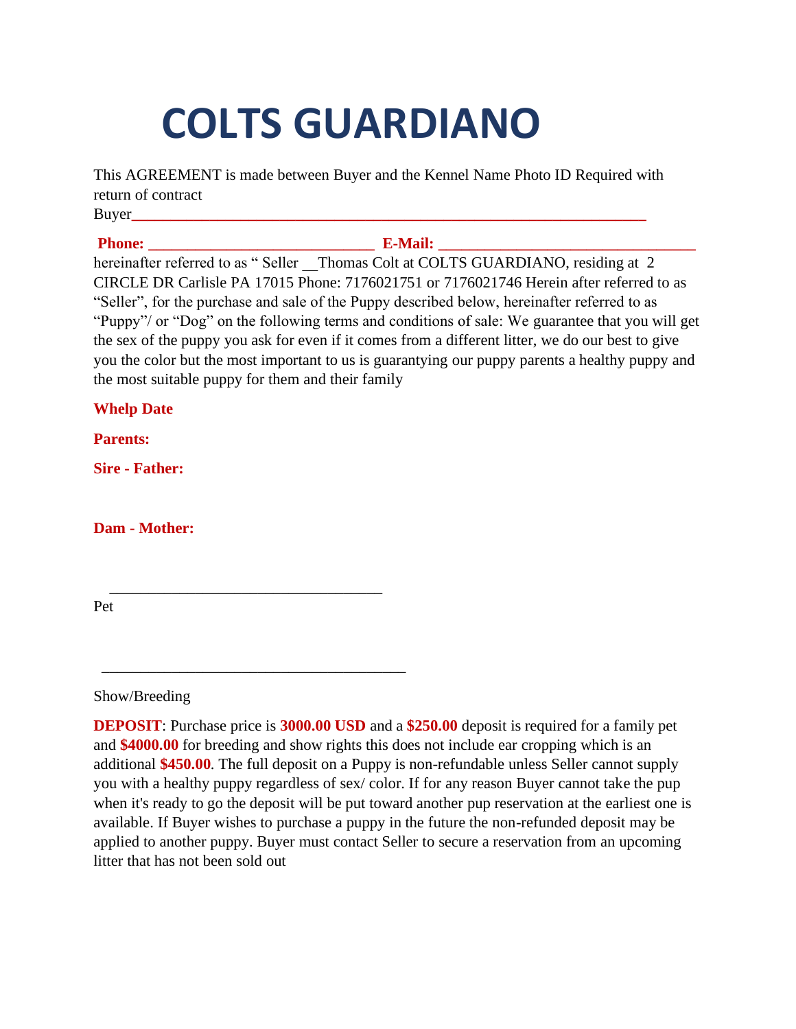# COLTS GUARDIANO

This AGREEMENT is made between Buyer and the Kennel Name Photo ID Required with return of contract

Buyer_______________________________________________________________

**Phone: ____________________________ E-Mail: ________________________________**

hereinafter referred to as " Seller __Thomas Colt at COLTS GUARDIANO, residing at 2 CIRCLE DR Carlisle PA 17015 Phone: 7176021751 or 7176021746 Herein after referred to as "Seller", for the purchase and sale of the Puppy described below, hereinafter referred to as "Puppy"/ or "Dog" on the following terms and conditions of sale: We guarantee that you will get the sex of the puppy you ask for even if it comes from a different litter, we do our best to give you the color but the most important to us is guarantying our puppy parents a healthy puppy and the most suitable puppy for them and their family

**Whelp Date**

**Parents:**

**Sire - Father:**

**Dam - Mother:**

___________________________________

Pet

_______________________________________

Show/Breeding

**DEPOSIT**: Purchase price is **3000.00 USD** and a **$250.00** deposit is required for a family pet and **$4000.00** for breeding and show rights this does not include ear cropping which is an additional **$450.00**. The full deposit on a Puppy is non-refundable unless Seller cannot supply you with a healthy puppy regardless of sex/ color. If for any reason Buyer cannot take the pup when it's ready to go the deposit will be put toward another pup reservation at the earliest one is available. If Buyer wishes to purchase a puppy in the future the non-refunded deposit may be applied to another puppy. Buyer must contact Seller to secure a reservation from an upcoming litter that has not been sold out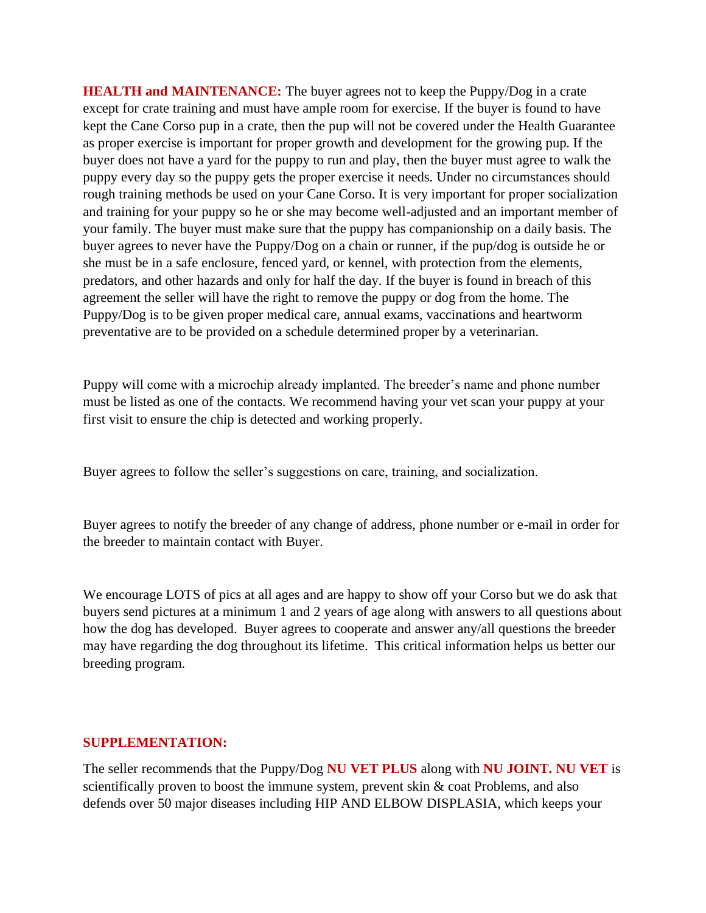**HEALTH and MAINTENANCE:** The buyer agrees not to keep the Puppy/Dog in a crate except for crate training and must have ample room for exercise. If the buyer is found to have kept the Cane Corso pup in a crate, then the pup will not be covered under the Health Guarantee as proper exercise is important for proper growth and development for the growing pup. If the buyer does not have a yard for the puppy to run and play, then the buyer must agree to walk the puppy every day so the puppy gets the proper exercise it needs. Under no circumstances should rough training methods be used on your Cane Corso. It is very important for proper socialization and training for your puppy so he or she may become well-adjusted and an important member of your family. The buyer must make sure that the puppy has companionship on a daily basis. The buyer agrees to never have the Puppy/Dog on a chain or runner, if the pup/dog is outside he or she must be in a safe enclosure, fenced yard, or kennel, with protection from the elements, predators, and other hazards and only for half the day. If the buyer is found in breach of this agreement the seller will have the right to remove the puppy or dog from the home. The Puppy/Dog is to be given proper medical care, annual exams, vaccinations and heartworm preventative are to be provided on a schedule determined proper by a veterinarian.

Puppy will come with a microchip already implanted. The breeder's name and phone number must be listed as one of the contacts. We recommend having your vet scan your puppy at your first visit to ensure the chip is detected and working properly.

Buyer agrees to follow the seller's suggestions on care, training, and socialization.

Buyer agrees to notify the breeder of any change of address, phone number or e-mail in order for the breeder to maintain contact with Buyer.

We encourage LOTS of pics at all ages and are happy to show off your Corso but we do ask that buyers send pictures at a minimum 1 and 2 years of age along with answers to all questions about how the dog has developed. Buyer agrees to cooperate and answer any/all questions the breeder may have regarding the dog throughout its lifetime. This critical information helps us better our breeding program.

**SUPPLEMENTATION:**

The seller recommends that the Puppy/Dog **NU VET PLUS** along with **NU JOINT. NU VET** is scientifically proven to boost the immune system, prevent skin & coat Problems, and also defends over 50 major diseases including HIP AND ELBOW DISPLASIA, which keeps your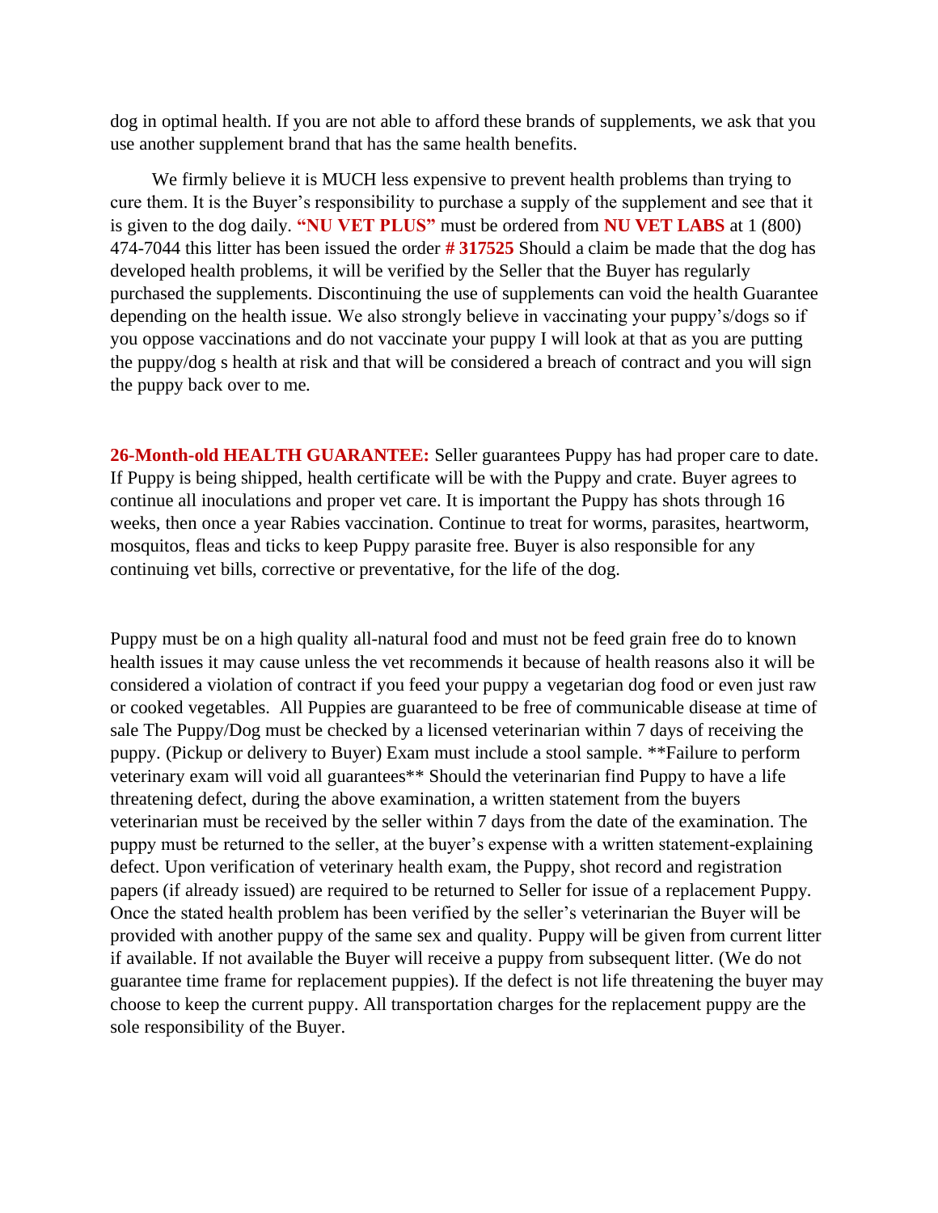dog in optimal health. If you are not able to afford these brands of supplements, we ask that you use another supplement brand that has the same health benefits.

We firmly believe it is MUCH less expensive to prevent health problems than trying to cure them. It is the Buyer's responsibility to purchase a supply of the supplement and see that it is given to the dog daily. **"NU VET PLUS"** must be ordered from **NU VET LABS** at 1 (800) 474-7044 this litter has been issued the order **# 317525** Should a claim be made that the dog has developed health problems, it will be verified by the Seller that the Buyer has regularly purchased the supplements. Discontinuing the use of supplements can void the health Guarantee depending on the health issue. We also strongly believe in vaccinating your puppy's/dogs so if you oppose vaccinations and do not vaccinate your puppy I will look at that as you are putting the puppy/dog s health at risk and that will be considered a breach of contract and you will sign the puppy back over to me.

**26-Month-old HEALTH GUARANTEE:** Seller guarantees Puppy has had proper care to date. If Puppy is being shipped, health certificate will be with the Puppy and crate. Buyer agrees to continue all inoculations and proper vet care. It is important the Puppy has shots through 16 weeks, then once a year Rabies vaccination. Continue to treat for worms, parasites, heartworm, mosquitos, fleas and ticks to keep Puppy parasite free. Buyer is also responsible for any continuing vet bills, corrective or preventative, for the life of the dog.

Puppy must be on a high quality all-natural food and must not be feed grain free do to known health issues it may cause unless the vet recommends it because of health reasons also it will be considered a violation of contract if you feed your puppy a vegetarian dog food or even just raw or cooked vegetables. All Puppies are guaranteed to be free of communicable disease at time of sale The Puppy/Dog must be checked by a licensed veterinarian within 7 days of receiving the puppy. (Pickup or delivery to Buyer) Exam must include a stool sample. **Failure to perform veterinary exam will void all guarantees** Should the veterinarian find Puppy to have a life threatening defect, during the above examination, a written statement from the buyers veterinarian must be received by the seller within 7 days from the date of the examination. The puppy must be returned to the seller, at the buyer's expense with a written statement-explaining defect. Upon verification of veterinary health exam, the Puppy, shot record and registration papers (if already issued) are required to be returned to Seller for issue of a replacement Puppy. Once the stated health problem has been verified by the seller's veterinarian the Buyer will be provided with another puppy of the same sex and quality. Puppy will be given from current litter if available. If not available the Buyer will receive a puppy from subsequent litter. (We do not guarantee time frame for replacement puppies). If the defect is not life threatening the buyer may choose to keep the current puppy. All transportation charges for the replacement puppy are the sole responsibility of the Buyer.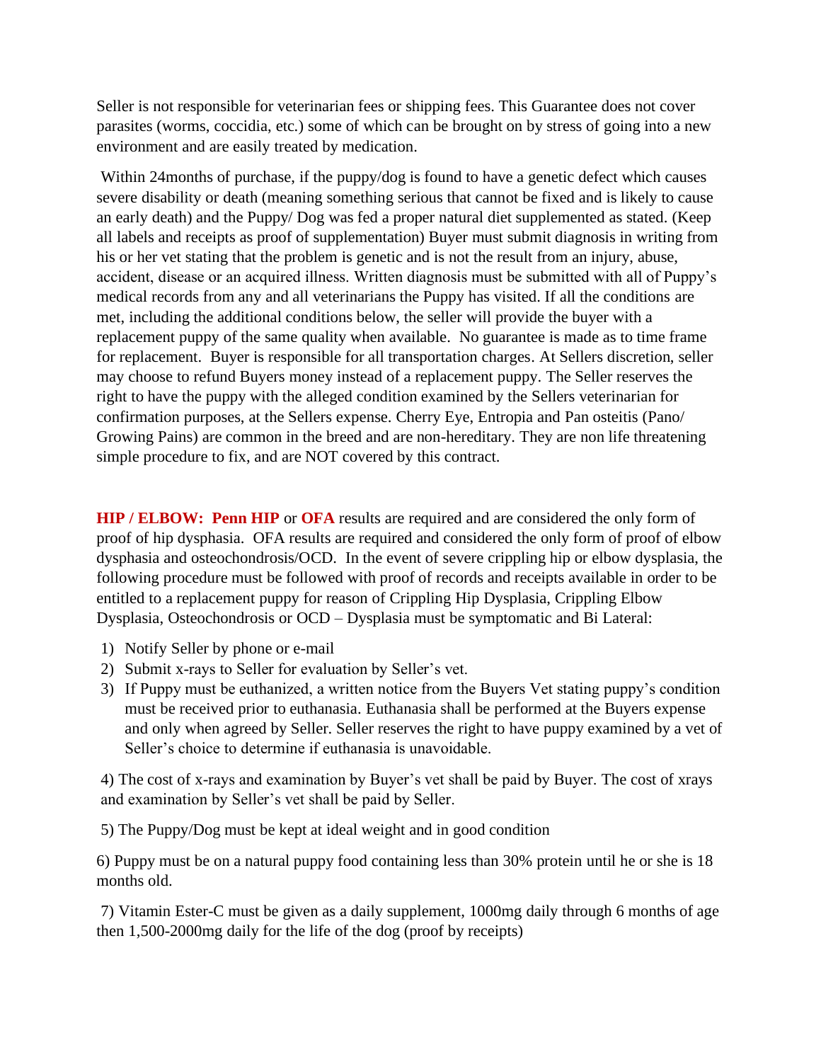Seller is not responsible for veterinarian fees or shipping fees. This Guarantee does not cover parasites (worms, coccidia, etc.) some of which can be brought on by stress of going into a new environment and are easily treated by medication.

Within 24months of purchase, if the puppy/dog is found to have a genetic defect which causes severe disability or death (meaning something serious that cannot be fixed and is likely to cause an early death) and the Puppy/ Dog was fed a proper natural diet supplemented as stated. (Keep all labels and receipts as proof of supplementation) Buyer must submit diagnosis in writing from his or her vet stating that the problem is genetic and is not the result from an injury, abuse, accident, disease or an acquired illness. Written diagnosis must be submitted with all of Puppy's medical records from any and all veterinarians the Puppy has visited. If all the conditions are met, including the additional conditions below, the seller will provide the buyer with a replacement puppy of the same quality when available. No guarantee is made as to time frame for replacement. Buyer is responsible for all transportation charges. At Sellers discretion, seller may choose to refund Buyers money instead of a replacement puppy. The Seller reserves the right to have the puppy with the alleged condition examined by the Sellers veterinarian for confirmation purposes, at the Sellers expense. Cherry Eye, Entropia and Pan osteitis (Pano/ Growing Pains) are common in the breed and are non-hereditary. They are non life threatening simple procedure to fix, and are NOT covered by this contract.

**HIP / ELBOW: Penn HIP** or **OFA** results are required and are considered the only form of proof of hip dysphasia. OFA results are required and considered the only form of proof of elbow dysphasia and osteochondrosis/OCD. In the event of severe crippling hip or elbow dysplasia, the following procedure must be followed with proof of records and receipts available in order to be entitled to a replacement puppy for reason of Crippling Hip Dysplasia, Crippling Elbow Dysplasia, Osteochondrosis or OCD – Dysplasia must be symptomatic and Bi Lateral:

1) Notify Seller by phone or e-mail
2) Submit x-rays to Seller for evaluation by Seller's vet.
3) If Puppy must be euthanized, a written notice from the Buyers Vet stating puppy's condition must be received prior to euthanasia. Euthanasia shall be performed at the Buyers expense and only when agreed by Seller. Seller reserves the right to have puppy examined by a vet of Seller's choice to determine if euthanasia is unavoidable.
4) The cost of x-rays and examination by Buyer's vet shall be paid by Buyer. The cost of xrays and examination by Seller's vet shall be paid by Seller.
5) The Puppy/Dog must be kept at ideal weight and in good condition
6) Puppy must be on a natural puppy food containing less than 30% protein until he or she is 18 months old.
7) Vitamin Ester-C must be given as a daily supplement, 1000mg daily through 6 months of age then 1,500-2000mg daily for the life of the dog (proof by receipts)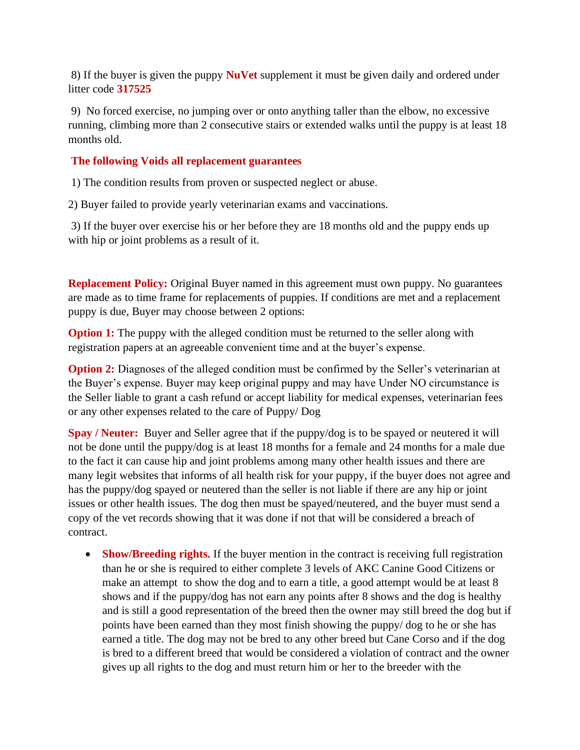8) If the buyer is given the puppy **NuVet** supplement it must be given daily and ordered under litter code **317525**

9) No forced exercise, no jumping over or onto anything taller than the elbow, no excessive running, climbing more than 2 consecutive stairs or extended walks until the puppy is at least 18 months old.

**The following Voids all replacement guarantees**

1) The condition results from proven or suspected neglect or abuse.

2) Buyer failed to provide yearly veterinarian exams and vaccinations.

3) If the buyer over exercise his or her before they are 18 months old and the puppy ends up with hip or joint problems as a result of it.

**Replacement Policy:** Original Buyer named in this agreement must own puppy. No guarantees are made as to time frame for replacements of puppies. If conditions are met and a replacement puppy is due, Buyer may choose between 2 options:

**Option 1:** The puppy with the alleged condition must be returned to the seller along with registration papers at an agreeable convenient time and at the buyer's expense.

**Option 2:** Diagnoses of the alleged condition must be confirmed by the Seller's veterinarian at the Buyer's expense. Buyer may keep original puppy and may have Under NO circumstance is the Seller liable to grant a cash refund or accept liability for medical expenses, veterinarian fees or any other expenses related to the care of Puppy/ Dog

**Spay / Neuter:** Buyer and Seller agree that if the puppy/dog is to be spayed or neutered it will not be done until the puppy/dog is at least 18 months for a female and 24 months for a male due to the fact it can cause hip and joint problems among many other health issues and there are many legit websites that informs of all health risk for your puppy, if the buyer does not agree and has the puppy/dog spayed or neutered than the seller is not liable if there are any hip or joint issues or other health issues. The dog then must be spayed/neutered, and the buyer must send a copy of the vet records showing that it was done if not that will be considered a breach of contract.

- **Show/Breeding rights.** If the buyer mention in the contract is receiving full registration than he or she is required to either complete 3 levels of AKC Canine Good Citizens or make an attempt to show the dog and to earn a title, a good attempt would be at least 8 shows and if the puppy/dog has not earn any points after 8 shows and the dog is healthy and is still a good representation of the breed then the owner may still breed the dog but if points have been earned than they most finish showing the puppy/ dog to he or she has earned a title. The dog may not be bred to any other breed but Cane Corso and if the dog is bred to a different breed that would be considered a violation of contract and the owner gives up all rights to the dog and must return him or her to the breeder with the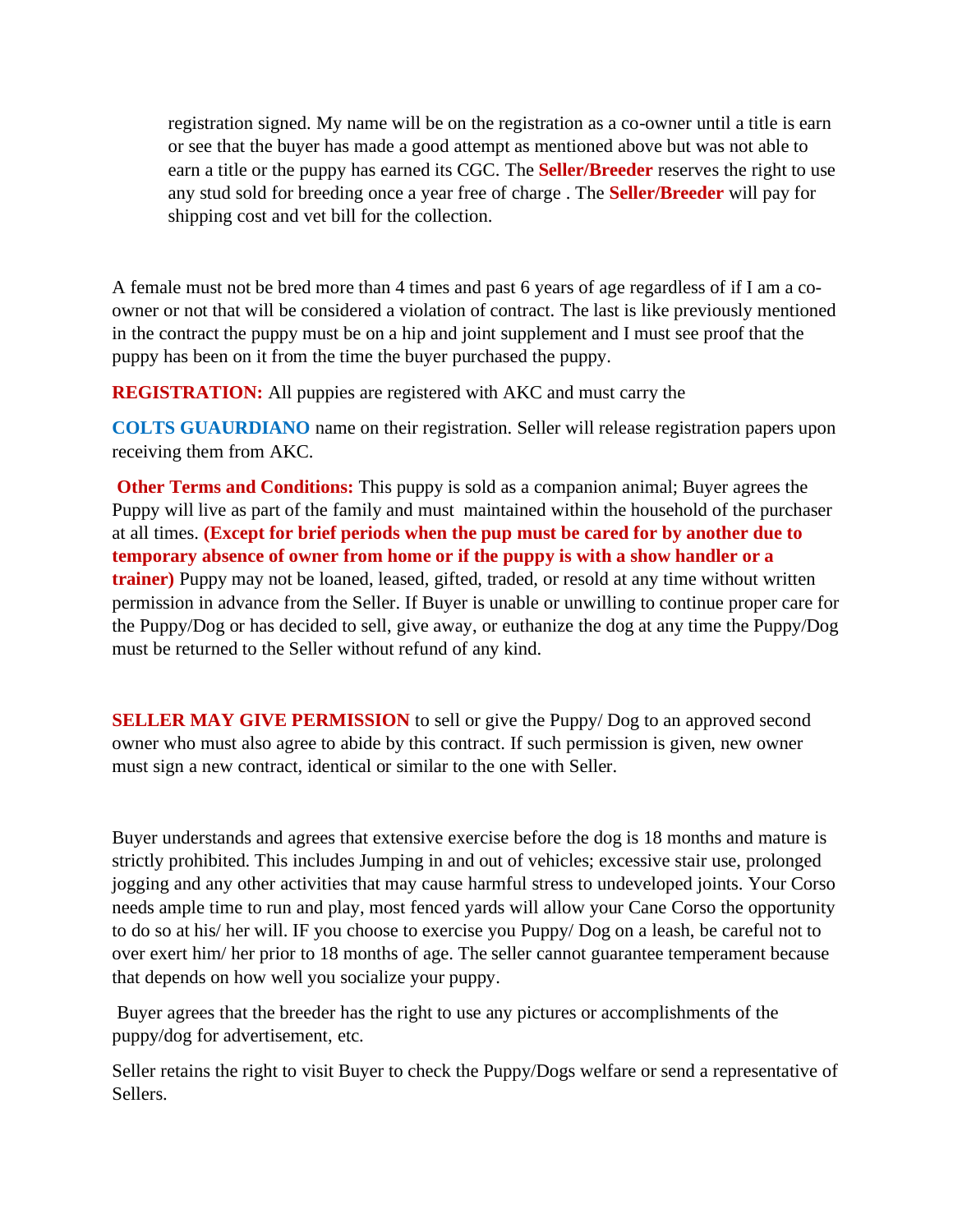registration signed. My name will be on the registration as a co-owner until a title is earn or see that the buyer has made a good attempt as mentioned above but was not able to earn a title or the puppy has earned its CGC. The **Seller/Breeder** reserves the right to use any stud sold for breeding once a year free of charge . The **Seller/Breeder** will pay for shipping cost and vet bill for the collection.

A female must not be bred more than 4 times and past 6 years of age regardless of if I am a co-owner or not that will be considered a violation of contract. The last is like previously mentioned in the contract the puppy must be on a hip and joint supplement and I must see proof that the puppy has been on it from the time the buyer purchased the puppy.

**REGISTRATION:** All puppies are registered with AKC and must carry the

**COLTS GUAURDIANO** name on their registration. Seller will release registration papers upon receiving them from AKC.

**Other Terms and Conditions:** This puppy is sold as a companion animal; Buyer agrees the Puppy will live as part of the family and must maintained within the household of the purchaser at all times. **(Except for brief periods when the pup must be cared for by another due to temporary absence of owner from home or if the puppy is with a show handler or a trainer)** Puppy may not be loaned, leased, gifted, traded, or resold at any time without written permission in advance from the Seller. If Buyer is unable or unwilling to continue proper care for the Puppy/Dog or has decided to sell, give away, or euthanize the dog at any time the Puppy/Dog must be returned to the Seller without refund of any kind.

**SELLER MAY GIVE PERMISSION** to sell or give the Puppy/ Dog to an approved second owner who must also agree to abide by this contract. If such permission is given, new owner must sign a new contract, identical or similar to the one with Seller.

Buyer understands and agrees that extensive exercise before the dog is 18 months and mature is strictly prohibited. This includes Jumping in and out of vehicles; excessive stair use, prolonged jogging and any other activities that may cause harmful stress to undeveloped joints. Your Corso needs ample time to run and play, most fenced yards will allow your Cane Corso the opportunity to do so at his/ her will. IF you choose to exercise you Puppy/ Dog on a leash, be careful not to over exert him/ her prior to 18 months of age. The seller cannot guarantee temperament because that depends on how well you socialize your puppy.

Buyer agrees that the breeder has the right to use any pictures or accomplishments of the puppy/dog for advertisement, etc.

Seller retains the right to visit Buyer to check the Puppy/Dogs welfare or send a representative of Sellers.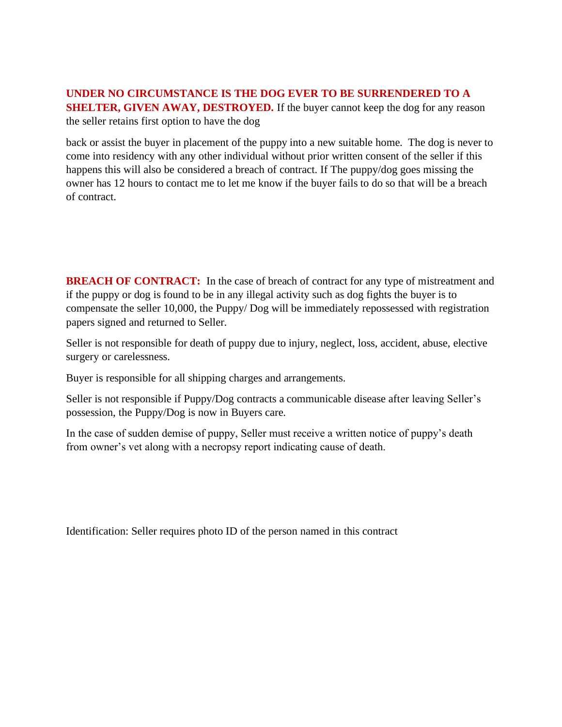**UNDER NO CIRCUMSTANCE IS THE DOG EVER TO BE SURRENDERED TO A SHELTER, GIVEN AWAY, DESTROYED.** If the buyer cannot keep the dog for any reason the seller retains first option to have the dog

back or assist the buyer in placement of the puppy into a new suitable home. The dog is never to come into residency with any other individual without prior written consent of the seller if this happens this will also be considered a breach of contract. If The puppy/dog goes missing the owner has 12 hours to contact me to let me know if the buyer fails to do so that will be a breach of contract.

**BREACH OF CONTRACT:** In the case of breach of contract for any type of mistreatment and if the puppy or dog is found to be in any illegal activity such as dog fights the buyer is to compensate the seller 10,000, the Puppy/ Dog will be immediately repossessed with registration papers signed and returned to Seller.

Seller is not responsible for death of puppy due to injury, neglect, loss, accident, abuse, elective surgery or carelessness.

Buyer is responsible for all shipping charges and arrangements.

Seller is not responsible if Puppy/Dog contracts a communicable disease after leaving Seller's possession, the Puppy/Dog is now in Buyers care.

In the case of sudden demise of puppy, Seller must receive a written notice of puppy's death from owner's vet along with a necropsy report indicating cause of death.

Identification: Seller requires photo ID of the person named in this contract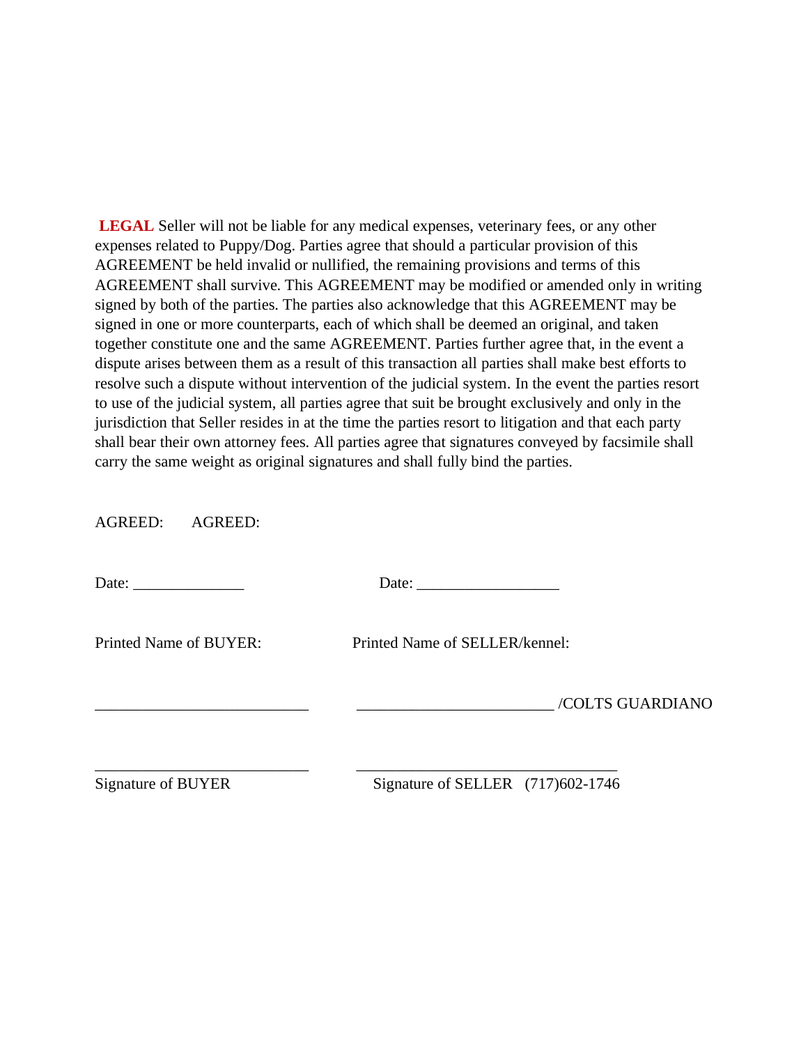**LEGAL** Seller will not be liable for any medical expenses, veterinary fees, or any other expenses related to Puppy/Dog. Parties agree that should a particular provision of this AGREEMENT be held invalid or nullified, the remaining provisions and terms of this AGREEMENT shall survive. This AGREEMENT may be modified or amended only in writing signed by both of the parties. The parties also acknowledge that this AGREEMENT may be signed in one or more counterparts, each of which shall be deemed an original, and taken together constitute one and the same AGREEMENT. Parties further agree that, in the event a dispute arises between them as a result of this transaction all parties shall make best efforts to resolve such a dispute without intervention of the judicial system. In the event the parties resort to use of the judicial system, all parties agree that suit be brought exclusively and only in the jurisdiction that Seller resides in at the time the parties resort to litigation and that each party shall bear their own attorney fees. All parties agree that signatures conveyed by facsimile shall carry the same weight as original signatures and shall fully bind the parties.

AGREED: AGREED:

Date: ______________ Date: __________________

Printed Name of BUYER: Printed Name of SELLER/kennel:

___________________________ ________________________ /COLTS GUARDIANO

___________________________ _________________________________

Signature of BUYER Signature of SELLER (717)602-1746